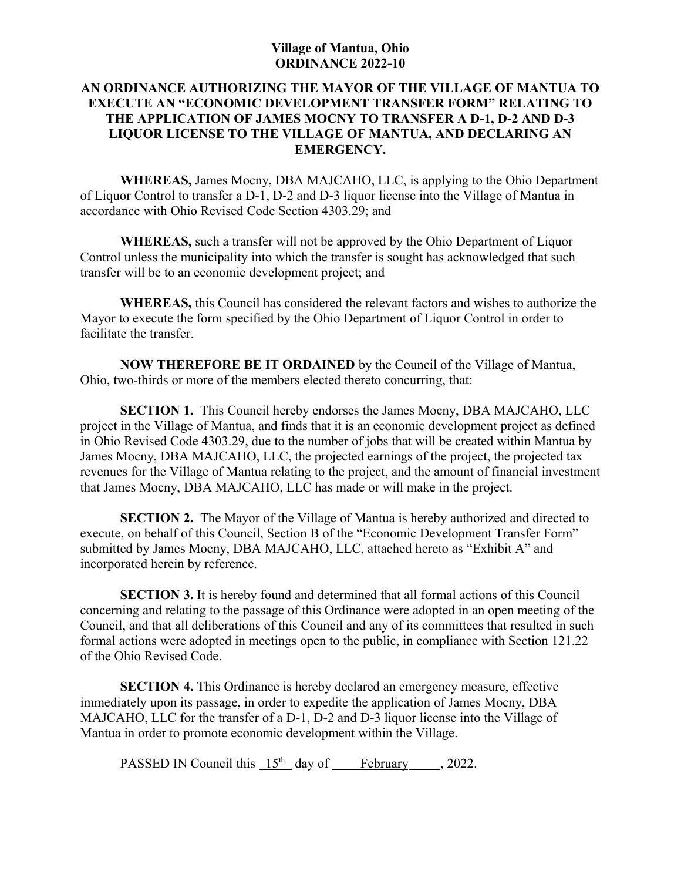**Village of Mantua, Ohio**
**ORDINANCE 2022-10**

**AN ORDINANCE AUTHORIZING THE MAYOR OF THE VILLAGE OF MANTUA TO EXECUTE AN "ECONOMIC DEVELOPMENT TRANSFER FORM" RELATING TO THE APPLICATION OF JAMES MOCNY TO TRANSFER A D-1, D-2 AND D-3 LIQUOR LICENSE TO THE VILLAGE OF MANTUA, AND DECLARING AN EMERGENCY.**

**WHEREAS,** James Mocny, DBA MAJCAHO, LLC, is applying to the Ohio Department of Liquor Control to transfer a D-1, D-2 and D-3 liquor license into the Village of Mantua in accordance with Ohio Revised Code Section 4303.29; and

**WHEREAS,** such a transfer will not be approved by the Ohio Department of Liquor Control unless the municipality into which the transfer is sought has acknowledged that such transfer will be to an economic development project; and

**WHEREAS,** this Council has considered the relevant factors and wishes to authorize the Mayor to execute the form specified by the Ohio Department of Liquor Control in order to facilitate the transfer.

**NOW THEREFORE BE IT ORDAINED** by the Council of the Village of Mantua, Ohio, two-thirds or more of the members elected thereto concurring, that:

**SECTION 1.** This Council hereby endorses the James Mocny, DBA MAJCAHO, LLC project in the Village of Mantua, and finds that it is an economic development project as defined in Ohio Revised Code 4303.29, due to the number of jobs that will be created within Mantua by James Mocny, DBA MAJCAHO, LLC, the projected earnings of the project, the projected tax revenues for the Village of Mantua relating to the project, and the amount of financial investment that James Mocny, DBA MAJCAHO, LLC has made or will make in the project.

**SECTION 2.** The Mayor of the Village of Mantua is hereby authorized and directed to execute, on behalf of this Council, Section B of the "Economic Development Transfer Form" submitted by James Mocny, DBA MAJCAHO, LLC, attached hereto as "Exhibit A" and incorporated herein by reference.

**SECTION 3.** It is hereby found and determined that all formal actions of this Council concerning and relating to the passage of this Ordinance were adopted in an open meeting of the Council, and that all deliberations of this Council and any of its committees that resulted in such formal actions were adopted in meetings open to the public, in compliance with Section 121.22 of the Ohio Revised Code.

**SECTION 4.** This Ordinance is hereby declared an emergency measure, effective immediately upon its passage, in order to expedite the application of James Mocny, DBA MAJCAHO, LLC for the transfer of a D-1, D-2 and D-3 liquor license into the Village of Mantua in order to promote economic development within the Village.

PASSED IN Council this 15th day of February, 2022.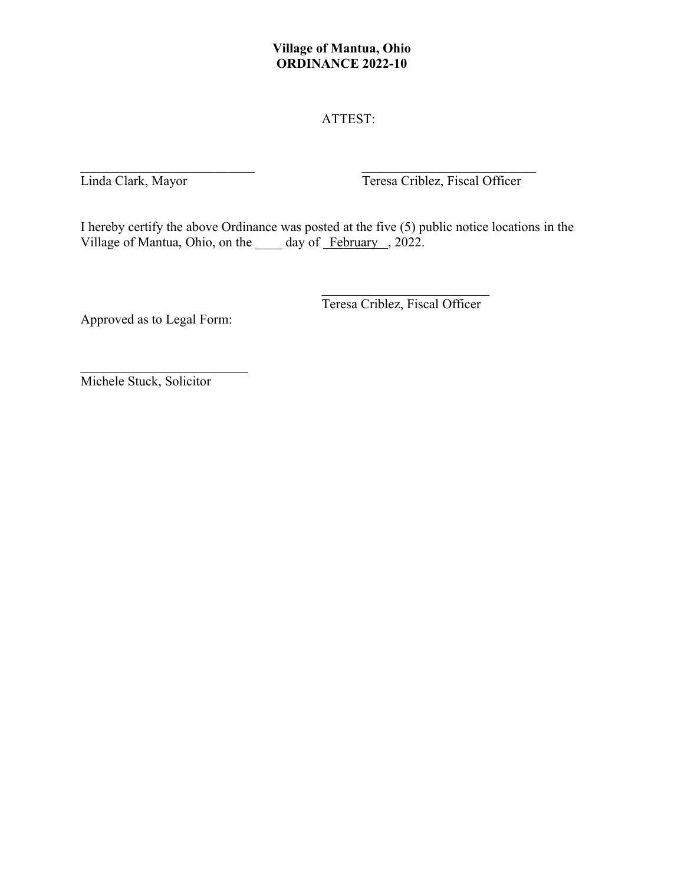**Village of Mantua, Ohio**
**ORDINANCE 2022-10**

ATTEST:

\_\_\_\_\_\_\_\_\_\_\_\_\_\_\_\_\_\_\_\_\_\_\_\_\_\_\_
Linda Clark, Mayor

\_\_\_\_\_\_\_\_\_\_\_\_\_\_\_\_\_\_\_\_\_\_\_\_\_\_\_
Teresa Criblez, Fiscal Officer

I hereby certify the above Ordinance was posted at the five (5) public notice locations in the Village of Mantua, Ohio, on the \_\_\_\_ day of February, 2022.

\_\_\_\_\_\_\_\_\_\_\_\_\_\_\_\_\_\_\_\_\_\_\_\_\_\_\_
Teresa Criblez, Fiscal Officer

Approved as to Legal Form:

\_\_\_\_\_\_\_\_\_\_\_\_\_\_\_\_\_\_\_\_\_\_\_\_\_\_\_
Michele Stuck, Solicitor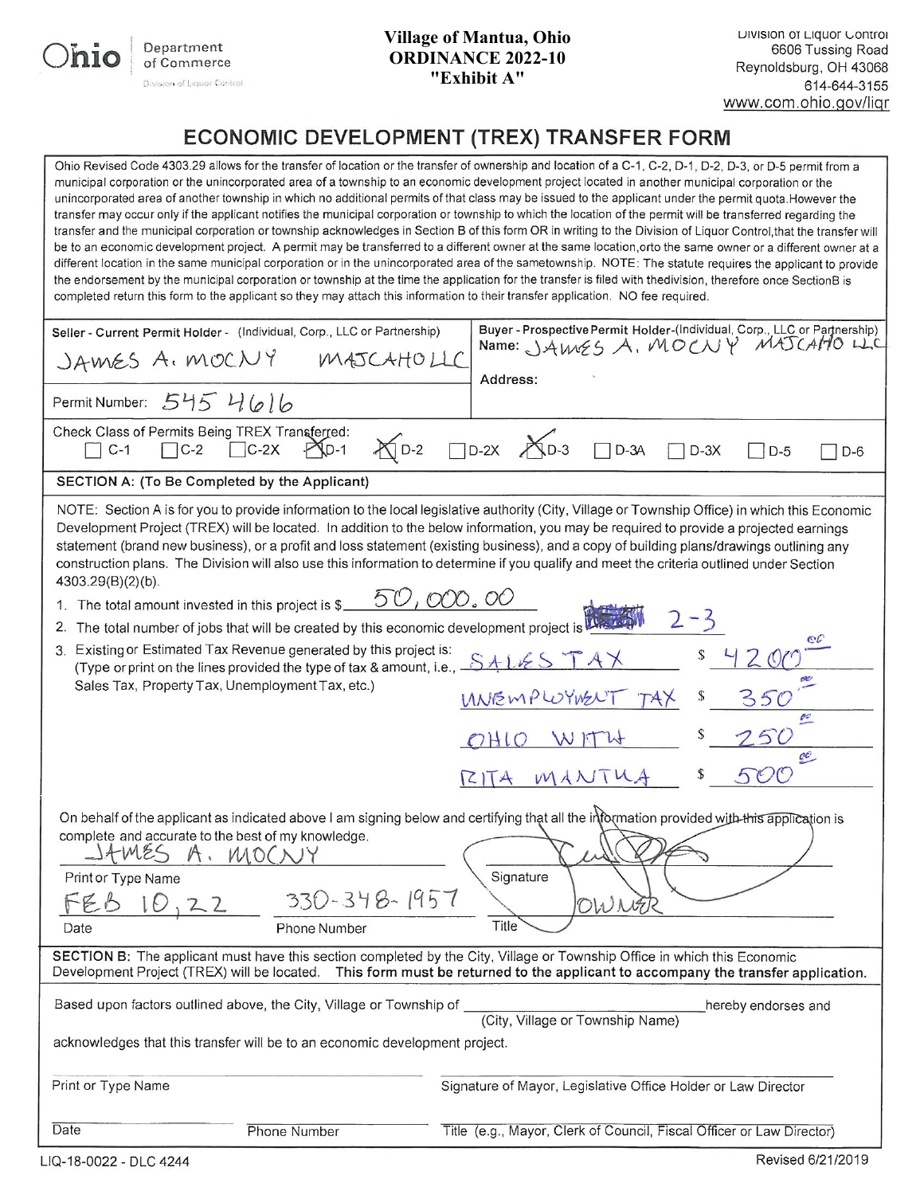Ohio Department of Commerce
Division of Liquor Control

**Village of Mantua, Ohio**
**ORDINANCE 2022-10**
**"Exhibit A"**

Division of Liquor Control
6606 Tussing Road
Reynoldsburg, OH 43068
614-644-3155
www.com.ohio.gov/liqr

# ECONOMIC DEVELOPMENT (TREX) TRANSFER FORM

Ohio Revised Code 4303.29 allows for the transfer of location or the transfer of ownership and location of a C-1, C-2, D-1, D-2, D-3, or D-5 permit from a municipal corporation or the unincorporated area of a township to an economic development project located in another municipal corporation or the unincorporated area of another township in which no additional permits of that class may be issued to the applicant under the permit quota. However the transfer may occur only if the applicant notifies the municipal corporation or township to which the location of the permit will be transferred regarding the transfer and the municipal corporation or township acknowledges in Section B of this form OR in writing to the Division of Liquor Control, that the transfer will be to an economic development project. A permit may be transferred to a different owner at the same location, or to the same owner or a different owner at a different location in the same municipal corporation or in the unincorporated area of the same township. NOTE: The statute requires the applicant to provide the endorsement by the municipal corporation or township at the time the application for the transfer is filed with the division, therefore once Section B is completed return this form to the applicant so they may attach this information to their transfer application. NO fee required.

| | |
|---|---|
| Seller - Current Permit Holder - (Individual, Corp., LLC or Partnership)<br>JAMES A. MOCNY MAJCAHO LLC | Buyer - Prospective Permit Holder-(Individual, Corp., LLC or Partnership)<br>Name: JAMES A. MOCNY MAJCAHO LLC |
| Permit Number: 545 4616 | Address: |

Check Class of Permits Being TREX Transferred:
☐ C-1 ☐ C-2 ☐ C-2X ☒ D-1 ☒ D-2 ☐ D-2X ☒ D-3 ☐ D-3A ☐ D-3X ☐ D-5 ☐ D-6

## SECTION A: (To Be Completed by the Applicant)

NOTE: Section A is for you to provide information to the local legislative authority (City, Village or Township Office) in which this Economic Development Project (TREX) will be located. In addition to the below information, you may be required to provide a projected earnings statement (brand new business), or a profit and loss statement (existing business), and a copy of building plans/drawings outlining any construction plans. The Division will also use this information to determine if you qualify and meet the criteria outlined under Section 4303.29(B)(2)(b).

1. The total amount invested in this project is $ 50,000.00
2. The total number of jobs that will be created by this economic development project is 2-3
3. Existing or Estimated Tax Revenue generated by this project is:
   (Type or print on the lines provided the type of tax & amount, i.e., Sales Tax, Property Tax, Unemployment Tax, etc.)

| | |
|---|---|
| SALES TAX | $ 4200.00 |
| UNEMPLOYMENT TAX | $ 350.00 |
| OHIO WITH | $ 250.00 |
| RITA MANTUA | $ 500.00 |

On behalf of the applicant as indicated above I am signing below and certifying that all the information provided with this application is complete and accurate to the best of my knowledge.

JAMES A. MOCNY
Print or Type Name

Signature

FEB 10, 22 — Date
330-348-1957 — Phone Number
OWNER — Title

## SECTION B:

The applicant must have this section completed by the City, Village or Township Office in which this Economic Development Project (TREX) will be located. **This form must be returned to the applicant to accompany the transfer application.**

Based upon factors outlined above, the City, Village or Township of ______________________ (City, Village or Township Name) hereby endorses and acknowledges that this transfer will be to an economic development project.

Print or Type Name ______________________ Signature of Mayor, Legislative Office Holder or Law Director ______________________

Date ____________ Phone Number ____________ Title (e.g., Mayor, Clerk of Council, Fiscal Officer or Law Director) ______________________

LIQ-18-0022 - DLC 4244 Revised 6/21/2019